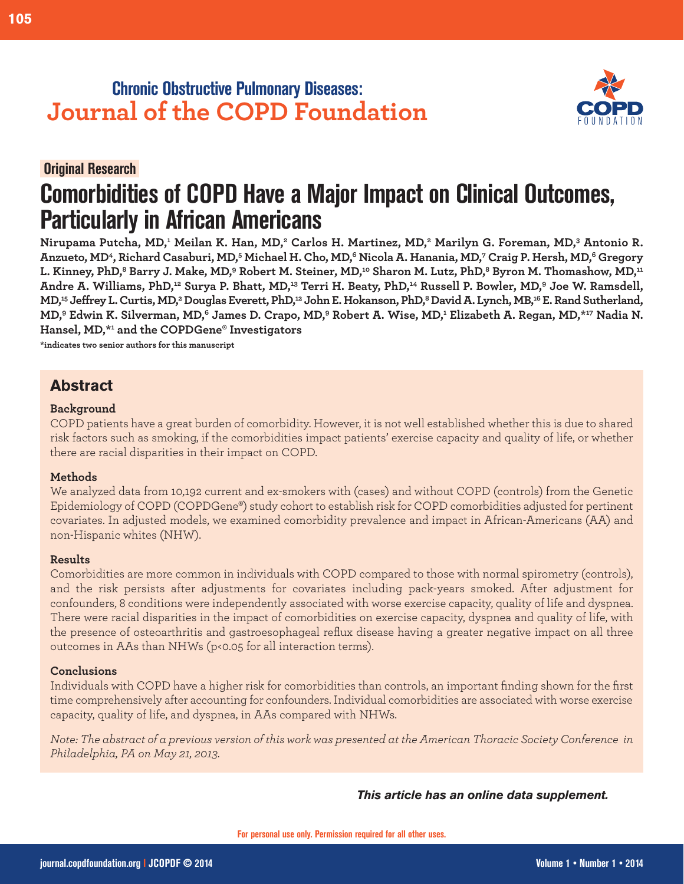# Chronic Obstructive Pulmonary Diseases: Journal of the COPD Foundation

**Original Research**

## Comorbidities of COPD Have a Major Impact on Clinical Outcomes, Particularly in African Americans

**Nirupama Putcha, MD,[1] Meilan K. Han, MD,[2] Carlos H. Martinez, MD,[2] Marilyn G. Foreman, MD,[3] Antonio R. Anzueto, MD[4], Richard Casaburi, MD,[5] Michael H. Cho, MD,[6] Nicola A. Hanania, MD,[7] Craig P. Hersh, MD,[6] Gregory L. Kinney, PhD,[8] Barry J. Make, MD,[9] Robert M. Steiner, MD,[10] Sharon M. Lutz, PhD,[8] Byron M. Thomashow, MD,[11] Andre A. Williams, PhD,[12] Surya P. Bhatt, MD,[13] Terri H. Beaty, PhD,[14] Russell P. Bowler, MD,[9] Joe W. Ramsdell, MD,[15] Jeffrey L. Curtis, MD,[2] Douglas Everett, PhD,[12] John E. Hokanson, PhD,[8] David A. Lynch, MB,[16] E. Rand Sutherland, MD,[9] Edwin K. Silverman, MD,[6] James D. Crapo, MD,[9] Robert A. Wise, MD,[1] Elizabeth A. Regan, MD,*[17] Nadia N. Hansel, MD,*[1] and the COPDGene® Investigators**

*indicates two senior authors for this manuscript

### Abstract

**Background**

COPD patients have a great burden of comorbidity. However, it is not well established whether this is due to shared risk factors such as smoking, if the comorbidities impact patients' exercise capacity and quality of life, or whether there are racial disparities in their impact on COPD.

**Methods**

We analyzed data from 10,192 current and ex-smokers with (cases) and without COPD (controls) from the Genetic Epidemiology of COPD (COPDGene®) study cohort to establish risk for COPD comorbidities adjusted for pertinent covariates. In adjusted models, we examined comorbidity prevalence and impact in African-Americans (AA) and non-Hispanic whites (NHW).

**Results**

Comorbidities are more common in individuals with COPD compared to those with normal spirometry (controls), and the risk persists after adjustments for covariates including pack-years smoked. After adjustment for confounders, 8 conditions were independently associated with worse exercise capacity, quality of life and dyspnea. There were racial disparities in the impact of comorbidities on exercise capacity, dyspnea and quality of life, with the presence of osteoarthritis and gastroesophageal reflux disease having a greater negative impact on all three outcomes in AAs than NHWs ($p<0.05$ for all interaction terms).

**Conclusions**

Individuals with COPD have a higher risk for comorbidities than controls, an important finding shown for the first time comprehensively after accounting for confounders. Individual comorbidities are associated with worse exercise capacity, quality of life, and dyspnea, in AAs compared with NHWs.

*Note: The abstract of a previous version of this work was presented at the American Thoracic Society Conference in Philadelphia, PA on May 21, 2013.*

***This article has an online data supplement.***

For personal use only. Permission required for all other uses.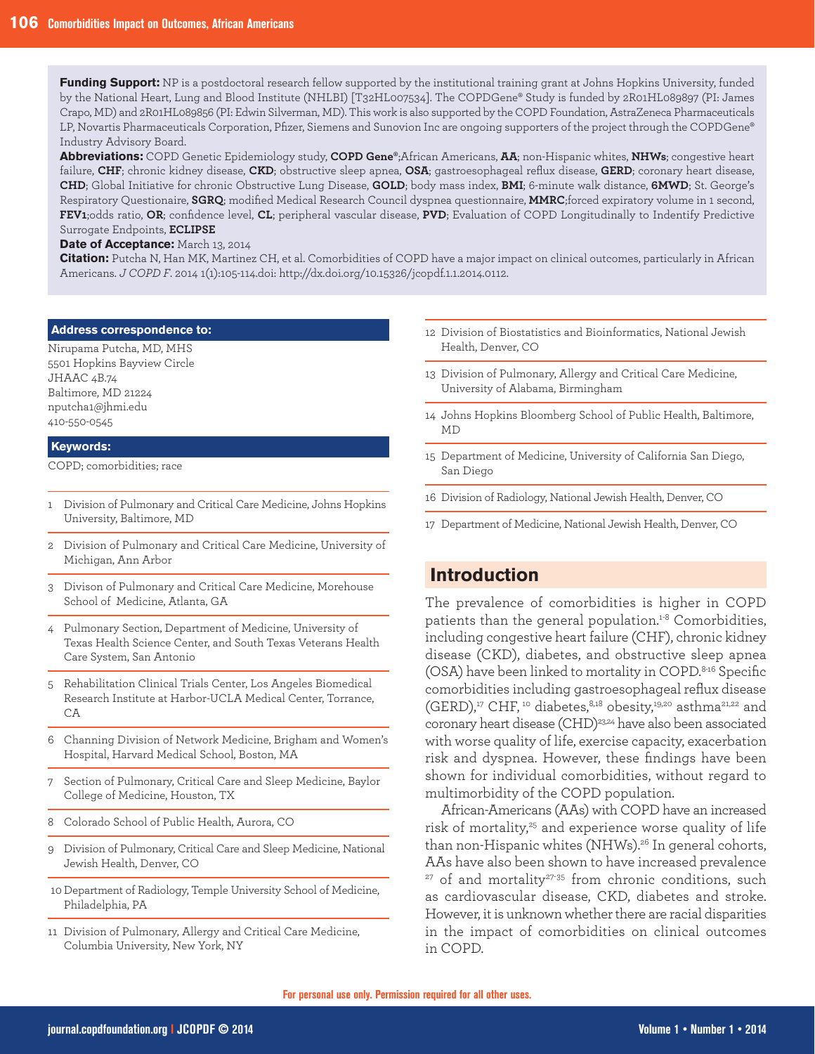**Funding Support:** NP is a postdoctoral research fellow supported by the institutional training grant at Johns Hopkins University, funded by the National Heart, Lung and Blood Institute (NHLBI) [T32HL007534]. The COPDGene® Study is funded by 2R01HL089897 (PI: James Crapo, MD) and 2R01HL089856 (PI: Edwin Silverman, MD). This work is also supported by the COPD Foundation, AstraZeneca Pharmaceuticals LP, Novartis Pharmaceuticals Corporation, Pfizer, Siemens and Sunovion Inc are ongoing supporters of the project through the COPDGene® Industry Advisory Board.

**Abbreviations:** COPD Genetic Epidemiology study, **COPD Gene®**;African Americans, **AA**; non-Hispanic whites, **NHWs**; congestive heart failure, **CHF**; chronic kidney disease, **CKD**; obstructive sleep apnea, **OSA**; gastroesophageal reflux disease, **GERD**; coronary heart disease, **CHD**; Global Initiative for chronic Obstructive Lung Disease, **GOLD**; body mass index, **BMI**; 6-minute walk distance, **6MWD**; St. George's Respiratory Questionaire, **SGRQ**; modified Medical Research Council dyspnea questionnaire, **MMRC**;forced expiratory volume in 1 second, **FEV1**;odds ratio, **OR**; confidence level, **CL**; peripheral vascular disease, **PVD**; Evaluation of COPD Longitudinally to Indentify Predictive Surrogate Endpoints, **ECLIPSE**

**Date of Acceptance:** March 13, 2014

**Citation:** Putcha N, Han MK, Martinez CH, et al. Comorbidities of COPD have a major impact on clinical outcomes, particularly in African Americans. *J COPD F*. 2014 1(1):105-114.doi: http://dx.doi.org/10.15326/jcopdf.1.1.2014.0112.

**Address correspondence to:**

Nirupama Putcha, MD, MHS
5501 Hopkins Bayview Circle
JHAAC 4B.74
Baltimore, MD 21224
nputcha1@jhmi.edu
410-550-0545

**Keywords:**

COPD; comorbidities; race

1 Division of Pulmonary and Critical Care Medicine, Johns Hopkins University, Baltimore, MD

2 Division of Pulmonary and Critical Care Medicine, University of Michigan, Ann Arbor

3 Divison of Pulmonary and Critical Care Medicine, Morehouse School of Medicine, Atlanta, GA

4 Pulmonary Section, Department of Medicine, University of Texas Health Science Center, and South Texas Veterans Health Care System, San Antonio

5 Rehabilitation Clinical Trials Center, Los Angeles Biomedical Research Institute at Harbor-UCLA Medical Center, Torrance, CA

6 Channing Division of Network Medicine, Brigham and Women's Hospital, Harvard Medical School, Boston, MA

7 Section of Pulmonary, Critical Care and Sleep Medicine, Baylor College of Medicine, Houston, TX

8 Colorado School of Public Health, Aurora, CO

9 Division of Pulmonary, Critical Care and Sleep Medicine, National Jewish Health, Denver, CO

10 Department of Radiology, Temple University School of Medicine, Philadelphia, PA

11 Division of Pulmonary, Allergy and Critical Care Medicine, Columbia University, New York, NY

12 Division of Biostatistics and Bioinformatics, National Jewish Health, Denver, CO

13 Division of Pulmonary, Allergy and Critical Care Medicine, University of Alabama, Birmingham

14 Johns Hopkins Bloomberg School of Public Health, Baltimore, MD

15 Department of Medicine, University of California San Diego, San Diego

16 Division of Radiology, National Jewish Health, Denver, CO

17 Department of Medicine, National Jewish Health, Denver, CO

## Introduction

The prevalence of comorbidities is higher in COPD patients than the general population.[1-8] Comorbidities, including congestive heart failure (CHF), chronic kidney disease (CKD), diabetes, and obstructive sleep apnea (OSA) have been linked to mortality in COPD.[8-16] Specific comorbidities including gastroesophageal reflux disease (GERD),[17] CHF,[10] diabetes,[8,18] obesity,[19,20] asthma[21,22] and coronary heart disease (CHD)[23,24] have also been associated with worse quality of life, exercise capacity, exacerbation risk and dyspnea. However, these findings have been shown for individual comorbidities, without regard to multimorbidity of the COPD population.

African-Americans (AAs) with COPD have an increased risk of mortality,[25] and experience worse quality of life than non-Hispanic whites (NHWs).[26] In general cohorts, AAs have also been shown to have increased prevalence [27] of and mortality[27-35] from chronic conditions, such as cardiovascular disease, CKD, diabetes and stroke. However, it is unknown whether there are racial disparities in the impact of comorbidities on clinical outcomes in COPD.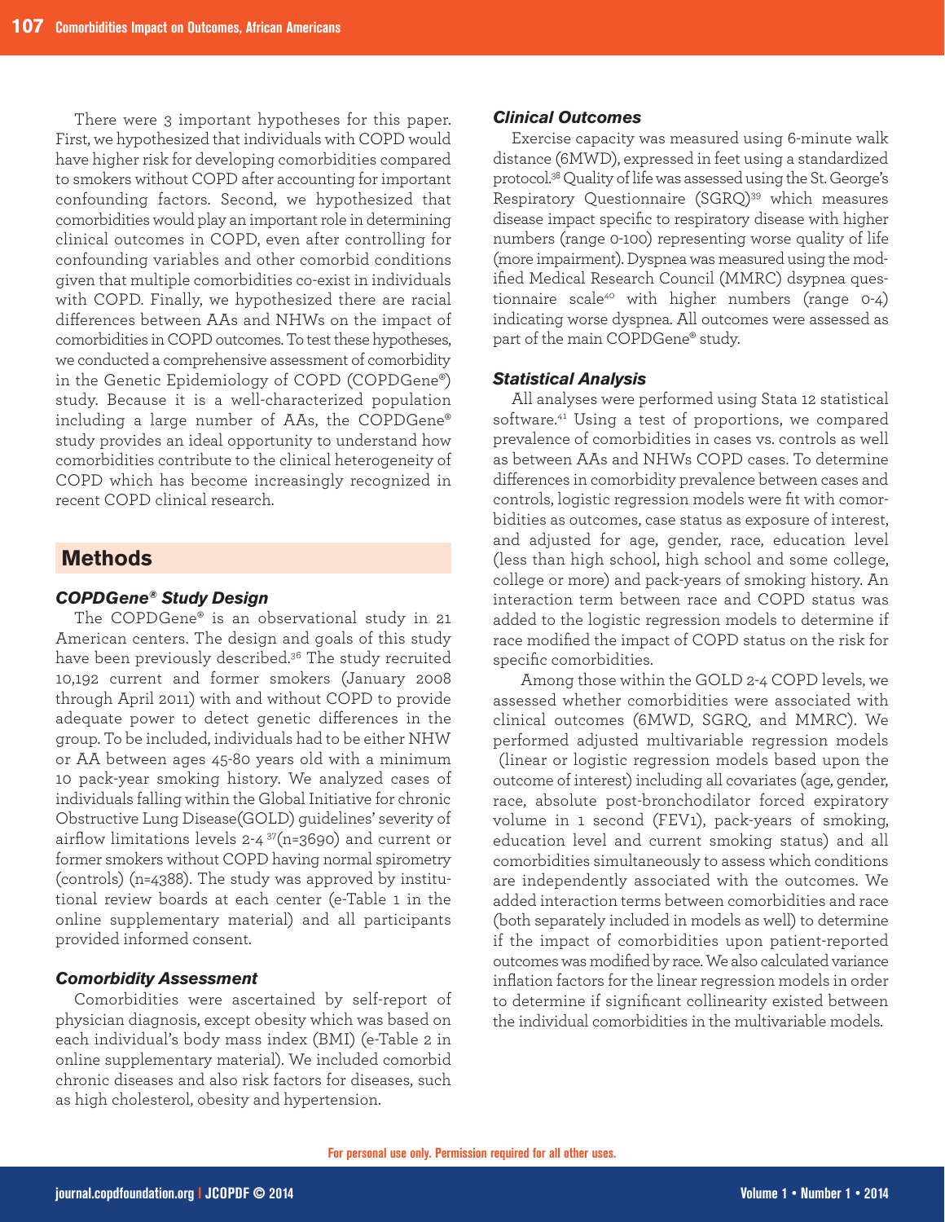There were 3 important hypotheses for this paper. First, we hypothesized that individuals with COPD would have higher risk for developing comorbidities compared to smokers without COPD after accounting for important confounding factors. Second, we hypothesized that comorbidities would play an important role in determining clinical outcomes in COPD, even after controlling for confounding variables and other comorbid conditions given that multiple comorbidities co-exist in individuals with COPD. Finally, we hypothesized there are racial differences between AAs and NHWs on the impact of comorbidities in COPD outcomes. To test these hypotheses, we conducted a comprehensive assessment of comorbidity in the Genetic Epidemiology of COPD (COPDGene®) study. Because it is a well-characterized population including a large number of AAs, the COPDGene® study provides an ideal opportunity to understand how comorbidities contribute to the clinical heterogeneity of COPD which has become increasingly recognized in recent COPD clinical research.

## Methods

### *COPDGene® Study Design*

The COPDGene® is an observational study in 21 American centers. The design and goals of this study have been previously described.[36] The study recruited 10,192 current and former smokers (January 2008 through April 2011) with and without COPD to provide adequate power to detect genetic differences in the group. To be included, individuals had to be either NHW or AA between ages 45-80 years old with a minimum 10 pack-year smoking history. We analyzed cases of individuals falling within the Global Initiative for chronic Obstructive Lung Disease(GOLD) guidelines' severity of airflow limitations levels 2-4 [37](n=3690) and current or former smokers without COPD having normal spirometry (controls) (n=4388). The study was approved by institutional review boards at each center (e-Table 1 in the online supplementary material) and all participants provided informed consent.

### *Comorbidity Assessment*

Comorbidities were ascertained by self-report of physician diagnosis, except obesity which was based on each individual's body mass index (BMI) (e-Table 2 in online supplementary material). We included comorbid chronic diseases and also risk factors for diseases, such as high cholesterol, obesity and hypertension.

### *Clinical Outcomes*

Exercise capacity was measured using 6-minute walk distance (6MWD), expressed in feet using a standardized protocol.[38] Quality of life was assessed using the St. George's Respiratory Questionnaire (SGRQ)[39] which measures disease impact specific to respiratory disease with higher numbers (range 0-100) representing worse quality of life (more impairment). Dyspnea was measured using the modified Medical Research Council (MMRC) dsypnea questionnaire scale[40] with higher numbers (range 0-4) indicating worse dyspnea. All outcomes were assessed as part of the main COPDGene® study.

### *Statistical Analysis*

All analyses were performed using Stata 12 statistical software.[41] Using a test of proportions, we compared prevalence of comorbidities in cases vs. controls as well as between AAs and NHWs COPD cases. To determine differences in comorbidity prevalence between cases and controls, logistic regression models were fit with comorbidities as outcomes, case status as exposure of interest, and adjusted for age, gender, race, education level (less than high school, high school and some college, college or more) and pack-years of smoking history. An interaction term between race and COPD status was added to the logistic regression models to determine if race modified the impact of COPD status on the risk for specific comorbidities.

Among those within the GOLD 2-4 COPD levels, we assessed whether comorbidities were associated with clinical outcomes (6MWD, SGRQ, and MMRC). We performed adjusted multivariable regression models (linear or logistic regression models based upon the outcome of interest) including all covariates (age, gender, race, absolute post-bronchodilator forced expiratory volume in 1 second ($FEV_1$), pack-years of smoking, education level and current smoking status) and all comorbidities simultaneously to assess which conditions are independently associated with the outcomes. We added interaction terms between comorbidities and race (both separately included in models as well) to determine if the impact of comorbidities upon patient-reported outcomes was modified by race. We also calculated variance inflation factors for the linear regression models in order to determine if significant collinearity existed between the individual comorbidities in the multivariable models.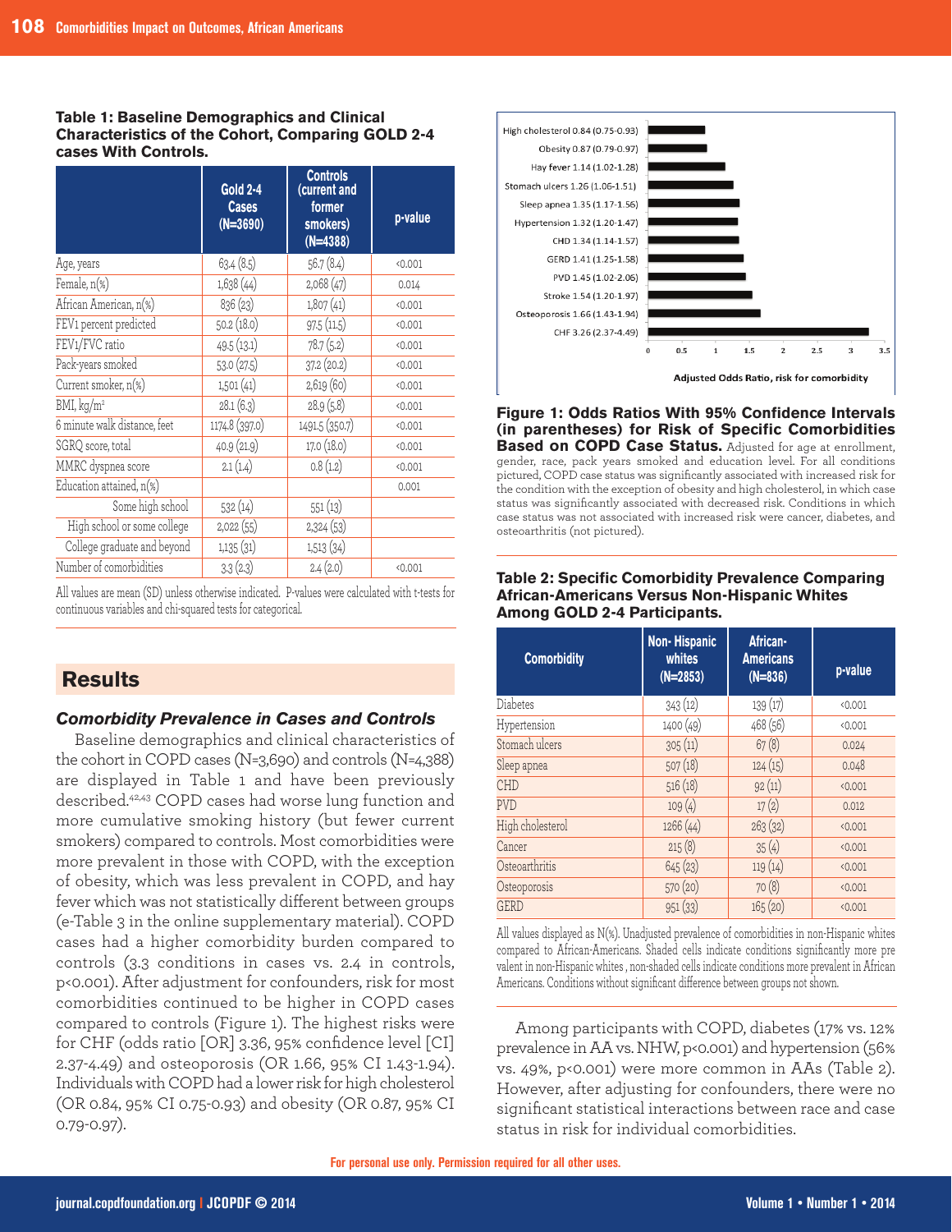**Table 1: Baseline Demographics and Clinical Characteristics of the Cohort, Comparing GOLD 2-4 cases With Controls.**

| | Gold 2-4 Cases (N=3690) | Controls (current and former smokers) (N=4388) | p-value |
|---|---|---|---|
| Age, years | 63.4 (8.5) | 56.7 (8.4) | <0.001 |
| Female, n(%) | 1,638 (44) | 2,068 (47) | 0.014 |
| African American, n(%) | 836 (23) | 1,807 (41) | <0.001 |
| FEV1 percent predicted | 50.2 (18.0) | 97.5 (11.5) | <0.001 |
| FEV1/FVC ratio | 49.5 (13.1) | 78.7 (5.2) | <0.001 |
| Pack-years smoked | 53.0 (27.5) | 37.2 (20.2) | <0.001 |
| Current smoker, n(%) | 1,501 (41) | 2,619 (60) | <0.001 |
| BMI, kg/m² | 28.1 (6.3) | 28.9 (5.8) | <0.001 |
| 6 minute walk distance, feet | 1174.8 (397.0) | 1491.5 (350.7) | <0.001 |
| SGRQ score, total | 40.9 (21.9) | 17.0 (18.0) | <0.001 |
| MMRC dyspnea score | 2.1 (1.4) | 0.8 (1.2) | <0.001 |
| Education attained, n(%) | | | 0.001 |
| Some high school | 532 (14) | 551 (13) | |
| High school or some college | 2,022 (55) | 2,324 (53) | |
| College graduate and beyond | 1,135 (31) | 1,513 (34) | |
| Number of comorbidities | 3.3 (2.3) | 2.4 (2.0) | <0.001 |

All values are mean (SD) unless otherwise indicated. P-values were calculated with t-tests for continuous variables and chi-squared tests for categorical.

## Results

### *Comorbidity Prevalence in Cases and Controls*

Baseline demographics and clinical characteristics of the cohort in COPD cases (N=3,690) and controls (N=4,388) are displayed in Table 1 and have been previously described.[42,43] COPD cases had worse lung function and more cumulative smoking history (but fewer current smokers) compared to controls. Most comorbidities were more prevalent in those with COPD, with the exception of obesity, which was less prevalent in COPD, and hay fever which was not statistically different between groups (e-Table 3 in the online supplementary material). COPD cases had a higher comorbidity burden compared to controls (3.3 conditions in cases vs. 2.4 in controls, p<0.001). After adjustment for confounders, risk for most comorbidities continued to be higher in COPD cases compared to controls (Figure 1). The highest risks were for CHF (odds ratio [OR] 3.36, 95% confidence level [CI] 2.37-4.49) and osteoporosis (OR 1.66, 95% CI 1.43-1.94). Individuals with COPD had a lower risk for high cholesterol (OR 0.84, 95% CI 0.75-0.93) and obesity (OR 0.87, 95% CI 0.79-0.97).

**Figure 1: Odds Ratios With 95% Confidence Intervals (in parentheses) for Risk of Specific Comorbidities Based on COPD Case Status.** Adjusted for age at enrollment, gender, race, pack years smoked and education level. For all conditions pictured, COPD case status was significantly associated with increased risk for the condition with the exception of obesity and high cholesterol, in which case status was significantly associated with decreased risk. Conditions in which case status was not associated with increased risk were cancer, diabetes, and osteoarthritis (not pictured).

**Table 2: Specific Comorbidity Prevalence Comparing African-Americans Versus Non-Hispanic Whites Among GOLD 2-4 Participants.**

| Comorbidity | Non- Hispanic whites (N=2853) | African-Americans (N=836) | p-value |
|---|---|---|---|
| Diabetes | 343 (12) | 139 (17) | <0.001 |
| Hypertension | 1400 (49) | 468 (56) | <0.001 |
| Stomach ulcers | 305 (11) | 67 (8) | 0.024 |
| Sleep apnea | 507 (18) | 124 (15) | 0.048 |
| CHD | 516 (18) | 92 (11) | <0.001 |
| PVD | 109 (4) | 17 (2) | 0.012 |
| High cholesterol | 1266 (44) | 263 (32) | <0.001 |
| Cancer | 215 (8) | 35 (4) | <0.001 |
| Osteoarthritis | 645 (23) | 119 (14) | <0.001 |
| Osteoporosis | 570 (20) | 70 (8) | <0.001 |
| GERD | 951 (33) | 165 (20) | <0.001 |

All values displayed as N(%). Unadjusted prevalence of comorbidities in non-Hispanic whites compared to African-Americans. Shaded cells indicate conditions significantly more prevalent in non-Hispanic whites , non-shaded cells indicate conditions more prevalent in African Americans. Conditions without significant difference between groups not shown.

Among participants with COPD, diabetes (17% vs. 12% prevalence in AA vs. NHW, p<0.001) and hypertension (56% vs. 49%, p<0.001) were more common in AAs (Table 2). However, after adjusting for confounders, there were no significant statistical interactions between race and case status in risk for individual comorbidities.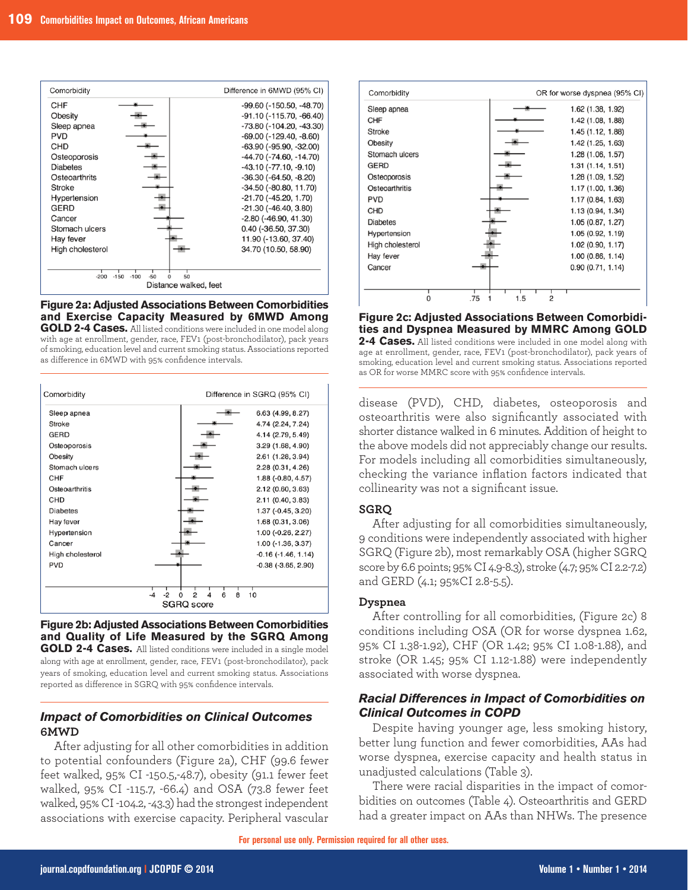| Comorbidity | Difference in 6MWD (95% CI) |
| --- | --- |
| CHF | -99.60 (-150.50, -48.70) |
| Obesity | -91.10 (-115.70, -66.40) |
| Sleep apnea | -73.80 (-104.20, -43.30) |
| PVD | -69.00 (-129.40, -8.60) |
| CHD | -63.90 (-95.90, -32.00) |
| Osteoporosis | -44.70 (-74.60, -14.70) |
| Diabetes | -43.10 (-77.10, -9.10) |
| Osteoarthrits | -36.30 (-64.50, -8.20) |
| Stroke | -34.50 (-80.80, 11.70) |
| Hypertension | -21.70 (-45.20, 1.70) |
| GERD | -21.30 (-46.40, 3.80) |
| Cancer | -2.80 (-46.90, 41.30) |
| Stomach ulcers | 0.40 (-36.50, 37.30) |
| Hay fever | 11.90 (-13.60, 37.40) |
| High cholesterol | 34.70 (10.50, 58.90) |

**Figure 2a: Adjusted Associations Between Comorbidities and Exercise Capacity Measured by 6MWD Among GOLD 2-4 Cases.** All listed conditions were included in one model along with age at enrollment, gender, race, FEV1 (post-bronchodilator), pack years of smoking, education level and current smoking status. Associations reported as difference in 6MWD with 95% confidence intervals.

| Comorbidity | Difference in SGRQ (95% CI) |
| --- | --- |
| Sleep apnea | 6.63 (4.99, 8.27) |
| Stroke | 4.74 (2.24, 7.24) |
| GERD | 4.14 (2.79, 5.49) |
| Osteoporosis | 3.29 (1.68, 4.90) |
| Obesity | 2.61 (1.28, 3.94) |
| Stomach ulcers | 2.28 (0.31, 4.26) |
| CHF | 1.88 (-0.80, 4.57) |
| Osteoarthritis | 2.12 (0.60, 3.63) |
| CHD | 2.11 (0.40, 3.83) |
| Diabetes | 1.37 (-0.45, 3.20) |
| Hay fever | 1.68 (0.31, 3.06) |
| Hypertension | 1.00 (-0.26, 2.27) |
| Cancer | 1.00 (-1.36, 3.37) |
| High cholesterol | -0.16 (-1.46, 1.14) |
| PVD | -0.38 (-3.65, 2.90) |

**Figure 2b: Adjusted Associations Between Comorbidities and Quality of Life Measured by the SGRQ Among GOLD 2-4 Cases.** All listed conditions were included in a single model along with age at enrollment, gender, race, FEV1 (post-bronchodilator), pack years of smoking, education level and current smoking status. Associations reported as difference in SGRQ with 95% confidence intervals.

| Comorbidity | OR for worse dyspnea (95% CI) |
| --- | --- |
| Sleep apnea | 1.62 (1.38, 1.92) |
| CHF | 1.42 (1.08, 1.88) |
| Stroke | 1.45 (1.12, 1.88) |
| Obesity | 1.42 (1.25, 1.63) |
| Stomach ulcers | 1.28 (1.06, 1.57) |
| GERD | 1.31 (1.14, 1.51) |
| Osteoporosis | 1.28 (1.09, 1.52) |
| Osteoarthritis | 1.17 (1.00, 1.36) |
| PVD | 1.17 (0.84, 1.63) |
| CHD | 1.13 (0.94, 1.34) |
| Diabetes | 1.05 (0.87, 1.27) |
| Hypertension | 1.05 (0.92, 1.19) |
| High cholesterol | 1.02 (0.90, 1.17) |
| Hay fever | 1.00 (0.86, 1.14) |
| Cancer | 0.90 (0.71, 1.14) |

**Figure 2c: Adjusted Associations Between Comorbidities and Dyspnea Measured by MMRC Among GOLD 2-4 Cases.** All listed conditions were included in one model along with age at enrollment, gender, race, FEV1 (post-bronchodilator), pack years of smoking, education level and current smoking status. Associations reported as OR for worse MMRC score with 95% confidence intervals.

## *Impact of Comorbidities on Clinical Outcomes*

### 6MWD

After adjusting for all other comorbidities in addition to potential confounders (Figure 2a), CHF (99.6 fewer feet walked, 95% CI -150.5,-48.7), obesity (91.1 fewer feet walked, 95% CI -115.7, -66.4) and OSA (73.8 fewer feet walked, 95% CI -104.2, -43.3) had the strongest independent associations with exercise capacity. Peripheral vascular disease (PVD), CHD, diabetes, osteoporosis and osteoarthritis were also significantly associated with shorter distance walked in 6 minutes. Addition of height to the above models did not appreciably change our results. For models including all comorbidities simultaneously, checking the variance inflation factors indicated that collinearity was not a significant issue.

### SGRQ

After adjusting for all comorbidities simultaneously, 9 conditions were independently associated with higher SGRQ (Figure 2b), most remarkably OSA (higher SGRQ score by 6.6 points; 95% CI 4.9-8.3), stroke (4.7; 95% CI 2.2-7.2) and GERD (4.1; 95%CI 2.8-5.5).

### Dyspnea

After controlling for all comorbidities, (Figure 2c) 8 conditions including OSA (OR for worse dyspnea 1.62, 95% CI 1.38-1.92), CHF (OR 1.42; 95% CI 1.08-1.88), and stroke (OR 1.45; 95% CI 1.12-1.88) were independently associated with worse dyspnea.

## *Racial Differences in Impact of Comorbidities on Clinical Outcomes in COPD*

Despite having younger age, less smoking history, better lung function and fewer comorbidities, AAs had worse dyspnea, exercise capacity and health status in unadjusted calculations (Table 3).

There were racial disparities in the impact of comorbidities on outcomes (Table 4). Osteoarthritis and GERD had a greater impact on AAs than NHWs. The presence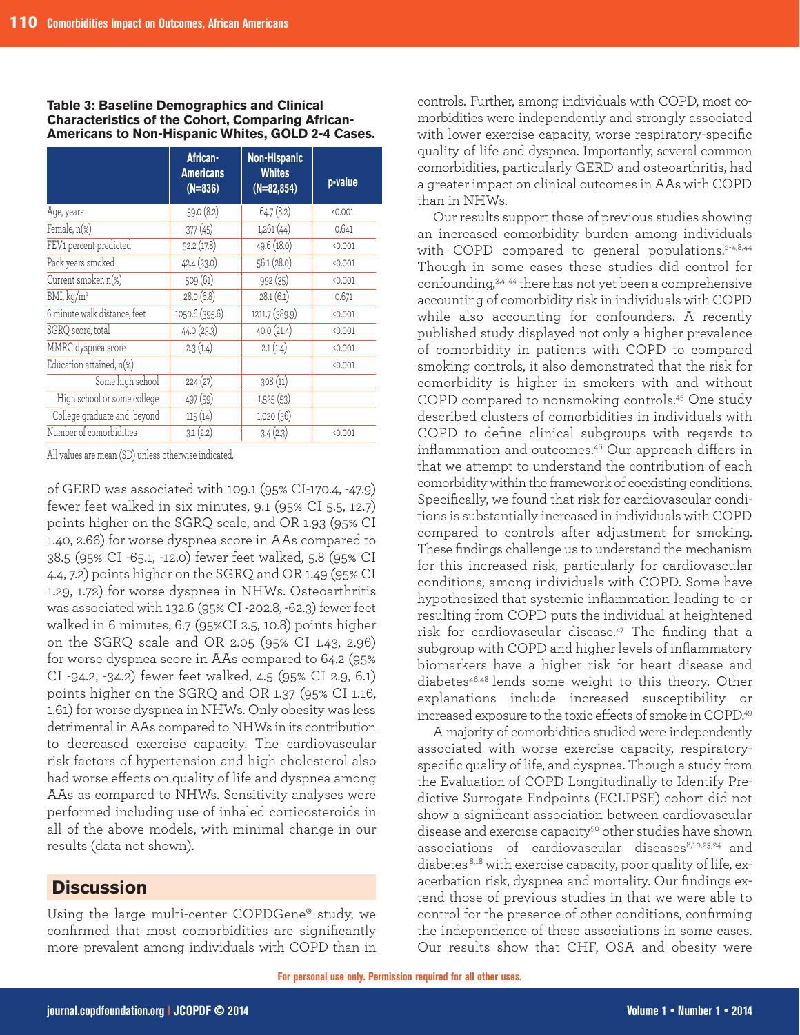**Table 3: Baseline Demographics and Clinical Characteristics of the Cohort, Comparing African-Americans to Non-Hispanic Whites, GOLD 2-4 Cases.**

| | African-Americans (N=836) | Non-Hispanic Whites (N=82,854) | p-value |
|---|---|---|---|
| Age, years | 59.0 (8.2) | 64.7 (8.2) | <0.001 |
| Female, n(%) | 377 (45) | 1,261 (44) | 0.641 |
| FEV1 percent predicted | 52.2 (17.8) | 49.6 (18.0) | <0.001 |
| Pack years smoked | 42.4 (23.0) | 56.1 (28.0) | <0.001 |
| Current smoker, n(%) | 509 (61) | 992 (35) | <0.001 |
| BMI, kg/m² | 28.0 (6.8) | 28.1 (6.1) | 0.671 |
| 6 minute walk distance, feet | 1050.6 (395.6) | 1211.7 (389.9) | <0.001 |
| SGRQ score, total | 44.0 (23.3) | 40.0 (21.4) | <0.001 |
| MMRC dyspnea score | 2.3 (1.4) | 2.1 (1.4) | <0.001 |
| Education attained, n(%) | | | <0.001 |
| Some high school | 224 (27) | 308 (11) | |
| High school or some college | 497 (59) | 1,525 (53) | |
| College graduate and beyond | 115 (14) | 1,020 (36) | |
| Number of comorbidities | 3.1 (2.2) | 3.4 (2.3) | <0.001 |

All values are mean (SD) unless otherwise indicated.

of GERD was associated with 109.1 (95% CI-170.4, -47.9) fewer feet walked in six minutes, 9.1 (95% CI 5.5, 12.7) points higher on the SGRQ scale, and OR 1.93 (95% CI 1.40, 2.66) for worse dyspnea score in AAs compared to 38.5 (95% CI -65.1, -12.0) fewer feet walked, 5.8 (95% CI 4.4, 7.2) points higher on the SGRQ and OR 1.49 (95% CI 1.29, 1.72) for worse dyspnea in NHWs. Osteoarthritis was associated with 132.6 (95% CI -202.8, -62.3) fewer feet walked in 6 minutes, 6.7 (95%CI 2.5, 10.8) points higher on the SGRQ scale and OR 2.05 (95% CI 1.43, 2.96) for worse dyspnea score in AAs compared to 64.2 (95% CI -94.2, -34.2) fewer feet walked, 4.5 (95% CI 2.9, 6.1) points higher on the SGRQ and OR 1.37 (95% CI 1.16, 1.61) for worse dyspnea in NHWs. Only obesity was less detrimental in AAs compared to NHWs in its contribution to decreased exercise capacity. The cardiovascular risk factors of hypertension and high cholesterol also had worse effects on quality of life and dyspnea among AAs as compared to NHWs. Sensitivity analyses were performed including use of inhaled corticosteroids in all of the above models, with minimal change in our results (data not shown).

## Discussion

Using the large multi-center COPDGene® study, we confirmed that most comorbidities are significantly more prevalent among individuals with COPD than in controls. Further, among individuals with COPD, most comorbidities were independently and strongly associated with lower exercise capacity, worse respiratory-specific quality of life and dyspnea. Importantly, several common comorbidities, particularly GERD and osteoarthritis, had a greater impact on clinical outcomes in AAs with COPD than in NHWs.

Our results support those of previous studies showing an increased comorbidity burden among individuals with COPD compared to general populations.[2-4,8,44] Though in some cases these studies did control for confounding,[3,4,44] there has not yet been a comprehensive accounting of comorbidity risk in individuals with COPD while also accounting for confounders. A recently published study displayed not only a higher prevalence of comorbidity in patients with COPD to compared smoking controls, it also demonstrated that the risk for comorbidity is higher in smokers with and without COPD compared to nonsmoking controls.[45] One study described clusters of comorbidities in individuals with COPD to define clinical subgroups with regards to inflammation and outcomes.[46] Our approach differs in that we attempt to understand the contribution of each comorbidity within the framework of coexisting conditions. Specifically, we found that risk for cardiovascular conditions is substantially increased in individuals with COPD compared to controls after adjustment for smoking. These findings challenge us to understand the mechanism for this increased risk, particularly for cardiovascular conditions, among individuals with COPD. Some have hypothesized that systemic inflammation leading to or resulting from COPD puts the individual at heightened risk for cardiovascular disease.[47] The finding that a subgroup with COPD and higher levels of inflammatory biomarkers have a higher risk for heart disease and diabetes[46,48] lends some weight to this theory. Other explanations include increased susceptibility or increased exposure to the toxic effects of smoke in COPD.[49]

A majority of comorbidities studied were independently associated with worse exercise capacity, respiratory-specific quality of life, and dyspnea. Though a study from the Evaluation of COPD Longitudinally to Identify Predictive Surrogate Endpoints (ECLIPSE) cohort did not show a significant association between cardiovascular disease and exercise capacity[50] other studies have shown associations of cardiovascular diseases[8,10,23,24] and diabetes[8,18] with exercise capacity, poor quality of life, exacerbation risk, dyspnea and mortality. Our findings extend those of previous studies in that we were able to control for the presence of other conditions, confirming the independence of these associations in some cases. Our results show that CHF, OSA and obesity were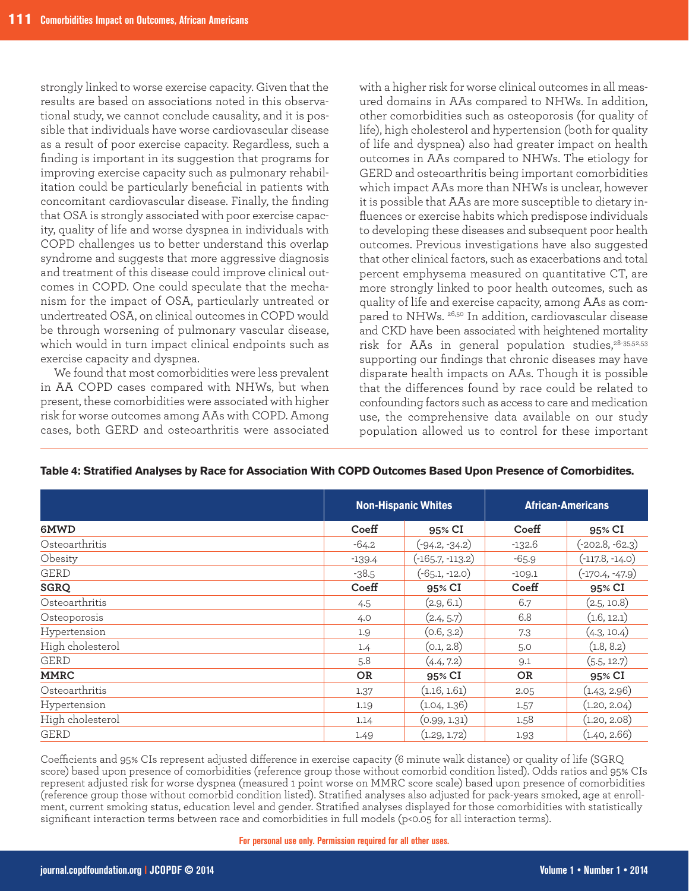strongly linked to worse exercise capacity. Given that the results are based on associations noted in this observational study, we cannot conclude causality, and it is possible that individuals have worse cardiovascular disease as a result of poor exercise capacity. Regardless, such a finding is important in its suggestion that programs for improving exercise capacity such as pulmonary rehabilitation could be particularly beneficial in patients with concomitant cardiovascular disease. Finally, the finding that OSA is strongly associated with poor exercise capacity, quality of life and worse dyspnea in individuals with COPD challenges us to better understand this overlap syndrome and suggests that more aggressive diagnosis and treatment of this disease could improve clinical outcomes in COPD. One could speculate that the mechanism for the impact of OSA, particularly untreated or undertreated OSA, on clinical outcomes in COPD would be through worsening of pulmonary vascular disease, which would in turn impact clinical endpoints such as exercise capacity and dyspnea.

We found that most comorbidities were less prevalent in AA COPD cases compared with NHWs, but when present, these comorbidities were associated with higher risk for worse outcomes among AAs with COPD. Among cases, both GERD and osteoarthritis were associated with a higher risk for worse clinical outcomes in all measured domains in AAs compared to NHWs. In addition, other comorbidities such as osteoporosis (for quality of life), high cholesterol and hypertension (both for quality of life and dyspnea) also had greater impact on health outcomes in AAs compared to NHWs. The etiology for GERD and osteoarthritis being important comorbidities which impact AAs more than NHWs is unclear, however it is possible that AAs are more susceptible to dietary influences or exercise habits which predispose individuals to developing these diseases and subsequent poor health outcomes. Previous investigations have also suggested that other clinical factors, such as exacerbations and total percent emphysema measured on quantitative CT, are more strongly linked to poor health outcomes, such as quality of life and exercise capacity, among AAs as compared to NHWs. [26,50] In addition, cardiovascular disease and CKD have been associated with heightened mortality risk for AAs in general population studies,[28-35,52,53] supporting our findings that chronic diseases may have disparate health impacts on AAs. Though it is possible that the differences found by race could be related to confounding factors such as access to care and medication use, the comprehensive data available on our study population allowed us to control for these important

**Table 4: Stratified Analyses by Race for Association With COPD Outcomes Based Upon Presence of Comorbidites.**

| | Non-Hispanic Whites | | African-Americans | |
|---|---|---|---|---|
| **6MWD** | **Coeff** | **95% CI** | **Coeff** | **95% CI** |
| Osteoarthritis | -64.2 | (-94.2, -34.2) | -132.6 | (-202.8, -62.3) |
| Obesity | -139.4 | (-165.7, -113.2) | -65.9 | (-117.8, -14.0) |
| GERD | -38.5 | (-65.1, -12.0) | -109.1 | (-170.4, -47.9) |
| **SGRQ** | **Coeff** | **95% CI** | **Coeff** | **95% CI** |
| Osteoarthritis | 4.5 | (2.9, 6.1) | 6.7 | (2.5, 10.8) |
| Osteoporosis | 4.0 | (2.4, 5.7) | 6.8 | (1.6, 12.1) |
| Hypertension | 1.9 | (0.6, 3.2) | 7.3 | (4.3, 10.4) |
| High cholesterol | 1.4 | (0.1, 2.8) | 5.0 | (1.8, 8.2) |
| GERD | 5.8 | (4.4, 7.2) | 9.1 | (5.5, 12.7) |
| **MMRC** | **OR** | **95% CI** | **OR** | **95% CI** |
| Osteoarthritis | 1.37 | (1.16, 1.61) | 2.05 | (1.43, 2.96) |
| Hypertension | 1.19 | (1.04, 1.36) | 1.57 | (1.20, 2.04) |
| High cholesterol | 1.14 | (0.99, 1.31) | 1.58 | (1.20, 2.08) |
| GERD | 1.49 | (1.29, 1.72) | 1.93 | (1.40, 2.66) |

Coefficients and 95% CIs represent adjusted difference in exercise capacity (6 minute walk distance) or quality of life (SGRQ score) based upon presence of comorbidities (reference group those without comorbid condition listed). Odds ratios and 95% CIs represent adjusted risk for worse dyspnea (measured 1 point worse on MMRC score scale) based upon presence of comorbidities (reference group those without comorbid condition listed). Stratified analyses also adjusted for pack-years smoked, age at enrollment, current smoking status, education level and gender. Stratified analyses displayed for those comorbidities with statistically significant interaction terms between race and comorbidities in full models ($p<0.05$ for all interaction terms).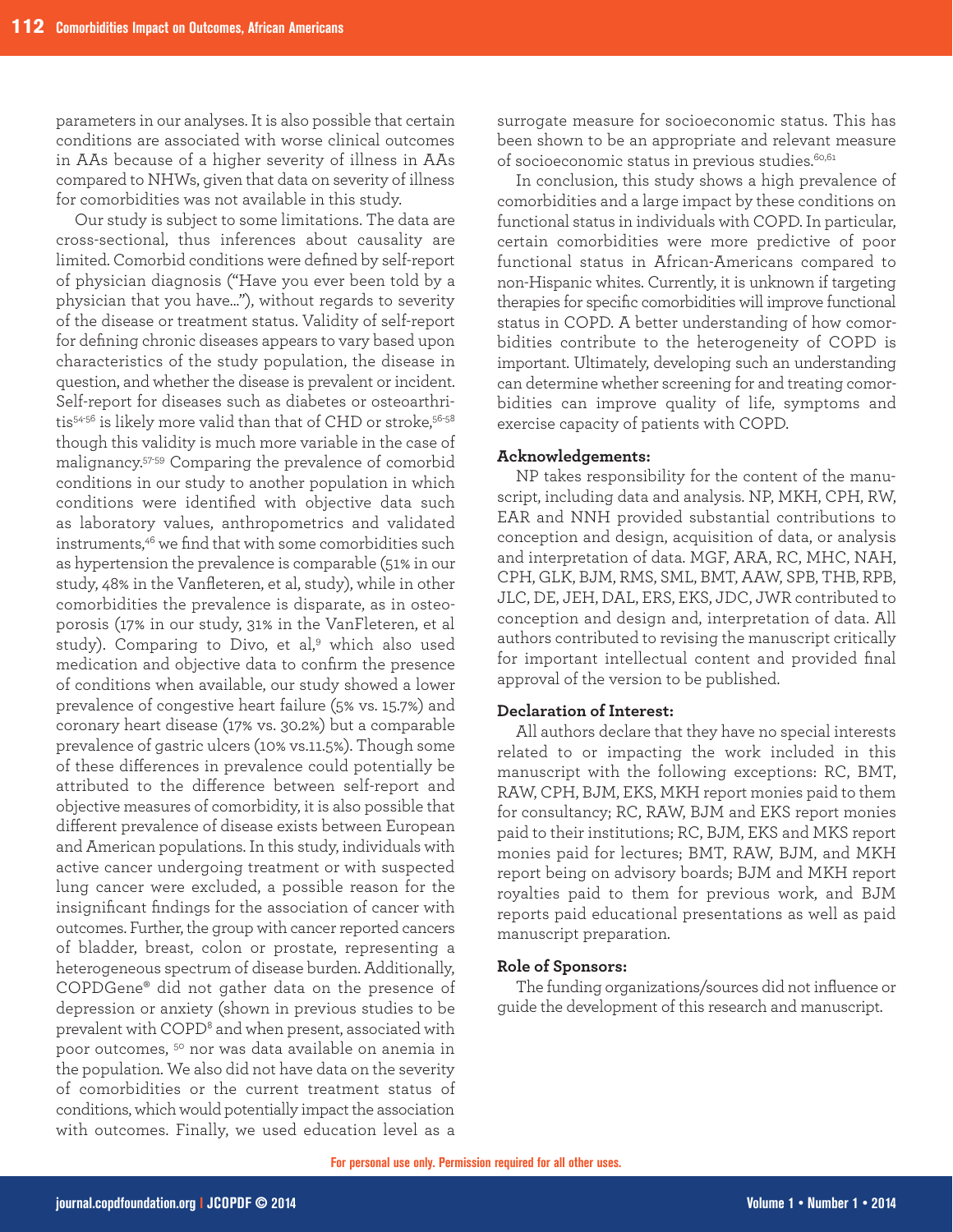parameters in our analyses. It is also possible that certain conditions are associated with worse clinical outcomes in AAs because of a higher severity of illness in AAs compared to NHWs, given that data on severity of illness for comorbidities was not available in this study.

Our study is subject to some limitations. The data are cross-sectional, thus inferences about causality are limited. Comorbid conditions were defined by self-report of physician diagnosis ("Have you ever been told by a physician that you have…"), without regards to severity of the disease or treatment status. Validity of self-report for defining chronic diseases appears to vary based upon characteristics of the study population, the disease in question, and whether the disease is prevalent or incident. Self-report for diseases such as diabetes or osteoarthritis[54-56] is likely more valid than that of CHD or stroke,[56-58] though this validity is much more variable in the case of malignancy.[57-59] Comparing the prevalence of comorbid conditions in our study to another population in which conditions were identified with objective data such as laboratory values, anthropometrics and validated instruments,[46] we find that with some comorbidities such as hypertension the prevalence is comparable (51% in our study, 48% in the Vanfleteren, et al, study), while in other comorbidities the prevalence is disparate, as in osteoporosis (17% in our study, 31% in the VanFleteren, et al study). Comparing to Divo, et al,[9] which also used medication and objective data to confirm the presence of conditions when available, our study showed a lower prevalence of congestive heart failure (5% vs. 15.7%) and coronary heart disease (17% vs. 30.2%) but a comparable prevalence of gastric ulcers (10% vs.11.5%). Though some of these differences in prevalence could potentially be attributed to the difference between self-report and objective measures of comorbidity, it is also possible that different prevalence of disease exists between European and American populations. In this study, individuals with active cancer undergoing treatment or with suspected lung cancer were excluded, a possible reason for the insignificant findings for the association of cancer with outcomes. Further, the group with cancer reported cancers of bladder, breast, colon or prostate, representing a heterogeneous spectrum of disease burden. Additionally, COPDGene® did not gather data on the presence of depression or anxiety (shown in previous studies to be prevalent with COPD[8] and when present, associated with poor outcomes, [50] nor was data available on anemia in the population. We also did not have data on the severity of comorbidities or the current treatment status of conditions, which would potentially impact the association with outcomes. Finally, we used education level as a surrogate measure for socioeconomic status. This has been shown to be an appropriate and relevant measure of socioeconomic status in previous studies.[60,61]

In conclusion, this study shows a high prevalence of comorbidities and a large impact by these conditions on functional status in individuals with COPD. In particular, certain comorbidities were more predictive of poor functional status in African-Americans compared to non-Hispanic whites. Currently, it is unknown if targeting therapies for specific comorbidities will improve functional status in COPD. A better understanding of how comorbidities contribute to the heterogeneity of COPD is important. Ultimately, developing such an understanding can determine whether screening for and treating comorbidities can improve quality of life, symptoms and exercise capacity of patients with COPD.

**Acknowledgements:**

NP takes responsibility for the content of the manuscript, including data and analysis. NP, MKH, CPH, RW, EAR and NNH provided substantial contributions to conception and design, acquisition of data, or analysis and interpretation of data. MGF, ARA, RC, MHC, NAH, CPH, GLK, BJM, RMS, SML, BMT, AAW, SPB, THB, RPB, JLC, DE, JEH, DAL, ERS, EKS, JDC, JWR contributed to conception and design and, interpretation of data. All authors contributed to revising the manuscript critically for important intellectual content and provided final approval of the version to be published.

**Declaration of Interest:**

All authors declare that they have no special interests related to or impacting the work included in this manuscript with the following exceptions: RC, BMT, RAW, CPH, BJM, EKS, MKH report monies paid to them for consultancy; RC, RAW, BJM and EKS report monies paid to their institutions; RC, BJM, EKS and MKS report monies paid for lectures; BMT, RAW, BJM, and MKH report being on advisory boards; BJM and MKH report royalties paid to them for previous work, and BJM reports paid educational presentations as well as paid manuscript preparation.

**Role of Sponsors:**

The funding organizations/sources did not influence or guide the development of this research and manuscript.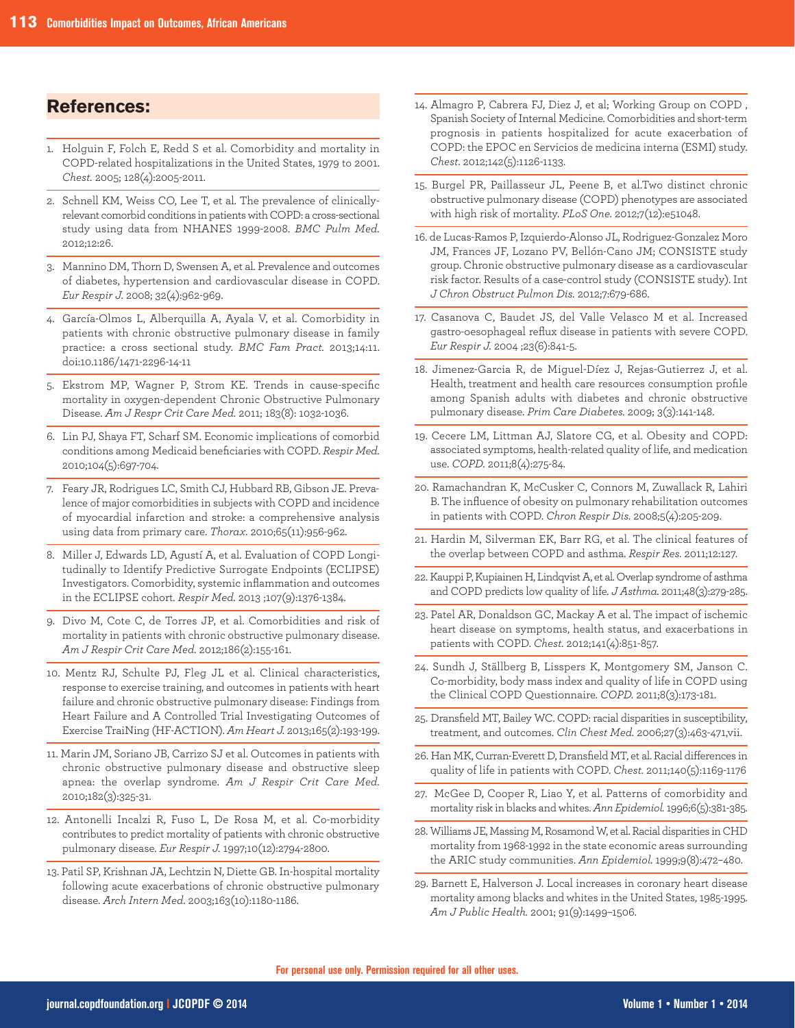## References:

1. Holguin F, Folch E, Redd S et al. Comorbidity and mortality in COPD-related hospitalizations in the United States, 1979 to 2001. *Chest*. 2005; 128(4):2005-2011.
2. Schnell KM, Weiss CO, Lee T, et al. The prevalence of clinically-relevant comorbid conditions in patients with COPD: a cross-sectional study using data from NHANES 1999-2008. *BMC Pulm Med*. 2012;12:26.
3. Mannino DM, Thorn D, Swensen A, et al. Prevalence and outcomes of diabetes, hypertension and cardiovascular disease in COPD. *Eur Respir J*. 2008; 32(4):962-969.
4. García-Olmos L, Alberquilla A, Ayala V, et al. Comorbidity in patients with chronic obstructive pulmonary disease in family practice: a cross sectional study. *BMC Fam Pract*. 2013;14:11. doi:10.1186/1471-2296-14-11
5. Ekstrom MP, Wagner P, Strom KE. Trends in cause-specific mortality in oxygen-dependent Chronic Obstructive Pulmonary Disease. *Am J Respr Crit Care Med*. 2011; 183(8): 1032-1036.
6. Lin PJ, Shaya FT, Scharf SM. Economic implications of comorbid conditions among Medicaid beneficiaries with COPD. *Respir Med*. 2010;104(5):697-704.
7. Feary JR, Rodrigues LC, Smith CJ, Hubbard RB, Gibson JE. Prevalence of major comorbidities in subjects with COPD and incidence of myocardial infarction and stroke: a comprehensive analysis using data from primary care. *Thorax*. 2010;65(11):956-962.
8. Miller J, Edwards LD, Agustí A, et al. Evaluation of COPD Longitudinally to Identify Predictive Surrogate Endpoints (ECLIPSE) Investigators. Comorbidity, systemic inflammation and outcomes in the ECLIPSE cohort. *Respir Med*. 2013 ;107(9):1376-1384.
9. Divo M, Cote C, de Torres JP, et al. Comorbidities and risk of mortality in patients with chronic obstructive pulmonary disease. *Am J Respir Crit Care Med*. 2012;186(2):155-161.
10. Mentz RJ, Schulte PJ, Fleg JL et al. Clinical characteristics, response to exercise training, and outcomes in patients with heart failure and chronic obstructive pulmonary disease: Findings from Heart Failure and A Controlled Trial Investigating Outcomes of Exercise TraiNing (HF-ACTION). *Am Heart J*. 2013;165(2):193-199.
11. Marin JM, Soriano JB, Carrizo SJ et al. Outcomes in patients with chronic obstructive pulmonary disease and obstructive sleep apnea: the overlap syndrome. *Am J Respir Crit Care Med*. 2010;182(3):325-31.
12. Antonelli Incalzi R, Fuso L, De Rosa M, et al. Co-morbidity contributes to predict mortality of patients with chronic obstructive pulmonary disease. *Eur Respir J*. 1997;10(12):2794-2800.
13. Patil SP, Krishnan JA, Lechtzin N, Diette GB. In-hospital mortality following acute exacerbations of chronic obstructive pulmonary disease. *Arch Intern Med*. 2003;163(10):1180-1186.
14. Almagro P, Cabrera FJ, Diez J, et al; Working Group on COPD , Spanish Society of Internal Medicine. Comorbidities and short-term prognosis in patients hospitalized for acute exacerbation of COPD: the EPOC en Servicios de medicina interna (ESMI) study. *Chest*. 2012;142(5):1126-1133.
15. Burgel PR, Paillasseur JL, Peene B, et al.Two distinct chronic obstructive pulmonary disease (COPD) phenotypes are associated with high risk of mortality. *PLoS One*. 2012;7(12):e51048.
16. de Lucas-Ramos P, Izquierdo-Alonso JL, Rodriguez-Gonzalez Moro JM, Frances JF, Lozano PV, Bellón-Cano JM; CONSISTE study group. Chronic obstructive pulmonary disease as a cardiovascular risk factor. Results of a case-control study (CONSISTE study). *Int J Chron Obstruct Pulmon Dis*. 2012;7:679-686.
17. Casanova C, Baudet JS, del Valle Velasco M et al. Increased gastro-oesophageal reflux disease in patients with severe COPD. *Eur Respir J*. 2004 ;23(6):841-5.
18. Jimenez-Garcia R, de Miguel-Díez J, Rejas-Gutierrez J, et al. Health, treatment and health care resources consumption profile among Spanish adults with diabetes and chronic obstructive pulmonary disease. *Prim Care Diabetes*. 2009; 3(3):141-148.
19. Cecere LM, Littman AJ, Slatore CG, et al. Obesity and COPD: associated symptoms, health-related quality of life, and medication use. *COPD*. 2011;8(4):275-84.
20. Ramachandran K, McCusker C, Connors M, Zuwallack R, Lahiri B. The influence of obesity on pulmonary rehabilitation outcomes in patients with COPD. *Chron Respir Dis*. 2008;5(4):205-209.
21. Hardin M, Silverman EK, Barr RG, et al. The clinical features of the overlap between COPD and asthma. *Respir Res*. 2011;12:127.
22. Kauppi P, Kupiainen H, Lindqvist A, et al. Overlap syndrome of asthma and COPD predicts low quality of life. *J Asthma*. 2011;48(3):279-285.
23. Patel AR, Donaldson GC, Mackay A et al. The impact of ischemic heart disease on symptoms, health status, and exacerbations in patients with COPD. *Chest*. 2012;141(4):851-857.
24. Sundh J, Ställberg B, Lisspers K, Montgomery SM, Janson C. Co-morbidity, body mass index and quality of life in COPD using the Clinical COPD Questionnaire. *COPD*. 2011;8(3):173-181.
25. Dransfield MT, Bailey WC. COPD: racial disparities in susceptibility, treatment, and outcomes. *Clin Chest Med*. 2006;27(3):463-471,vii.
26. Han MK, Curran-Everett D, Dransfield MT, et al. Racial differences in quality of life in patients with COPD. *Chest*. 2011;140(5):1169-1176
27. McGee D, Cooper R, Liao Y, et al. Patterns of comorbidity and mortality risk in blacks and whites. *Ann Epidemiol*. 1996;6(5):381-385.
28. Williams JE, Massing M, Rosamond W, et al. Racial disparities in CHD mortality from 1968-1992 in the state economic areas surrounding the ARIC study communities. *Ann Epidemiol*. 1999;9(8):472–480.
29. Barnett E, Halverson J. Local increases in coronary heart disease mortality among blacks and whites in the United States, 1985-1995. *Am J Public Health*. 2001; 91(9):1499–1506.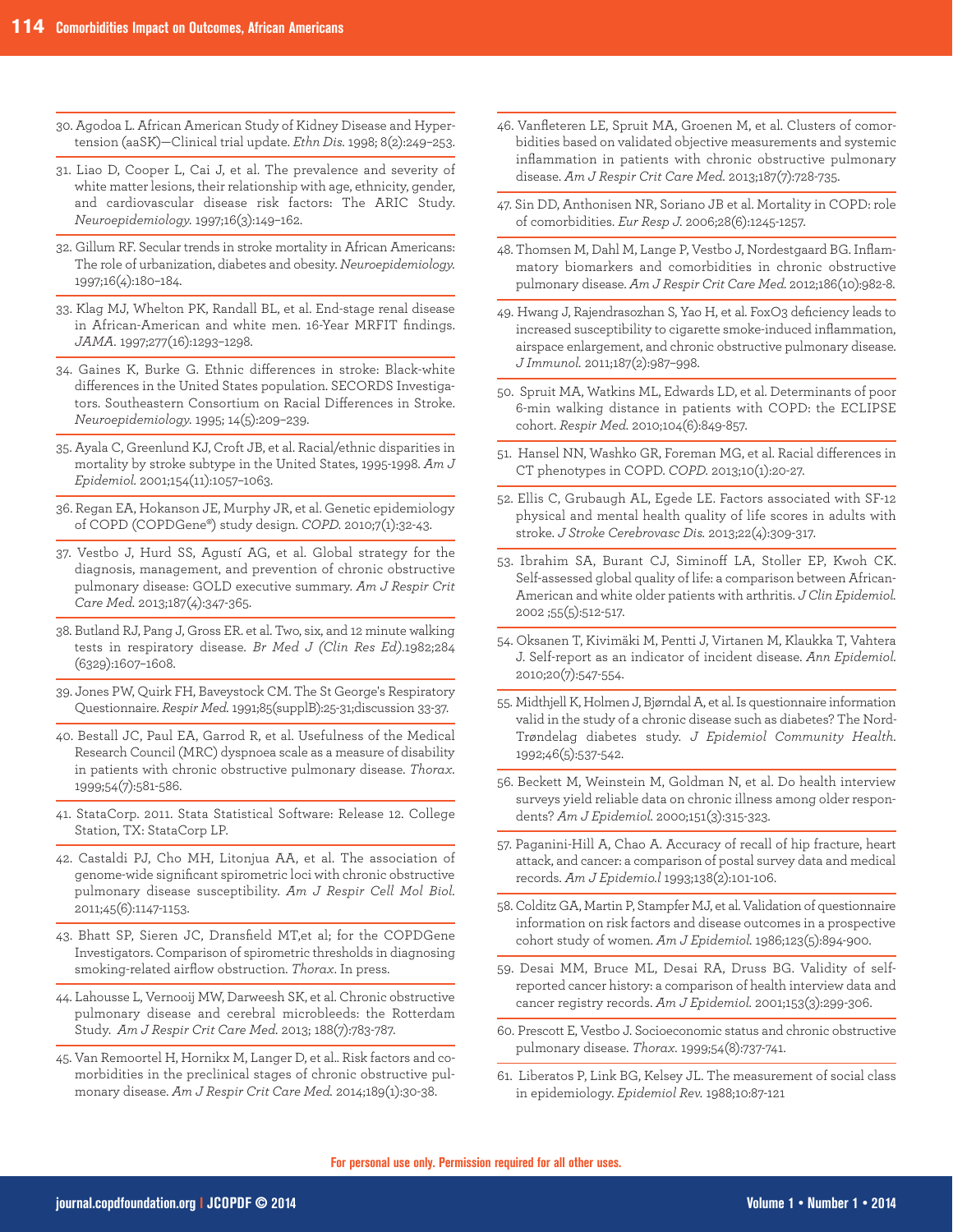30. Agodoa L. African American Study of Kidney Disease and Hypertension (aaSK)—Clinical trial update. *Ethn Dis.* 1998; 8(2):249–253.

31. Liao D, Cooper L, Cai J, et al. The prevalence and severity of white matter lesions, their relationship with age, ethnicity, gender, and cardiovascular disease risk factors: The ARIC Study. *Neuroepidemiology.* 1997;16(3):149–162.

32. Gillum RF. Secular trends in stroke mortality in African Americans: The role of urbanization, diabetes and obesity. *Neuroepidemiology.* 1997;16(4):180–184.

33. Klag MJ, Whelton PK, Randall BL, et al. End-stage renal disease in African-American and white men. 16-Year MRFIT findings. *JAMA.* 1997;277(16):1293–1298.

34. Gaines K, Burke G. Ethnic differences in stroke: Black-white differences in the United States population. SECORDS Investigators. Southeastern Consortium on Racial Differences in Stroke. *Neuroepidemiology.* 1995; 14(5):209–239.

35. Ayala C, Greenlund KJ, Croft JB, et al. Racial/ethnic disparities in mortality by stroke subtype in the United States, 1995-1998. *Am J Epidemiol.* 2001;154(11):1057–1063.

36. Regan EA, Hokanson JE, Murphy JR, et al. Genetic epidemiology of COPD (COPDGene®) study design. *COPD.* 2010;7(1):32-43.

37. Vestbo J, Hurd SS, Agustí AG, et al. Global strategy for the diagnosis, management, and prevention of chronic obstructive pulmonary disease: GOLD executive summary. *Am J Respir Crit Care Med.* 2013;187(4):347-365.

38. Butland RJ, Pang J, Gross ER. et al. Two, six, and 12 minute walking tests in respiratory disease. *Br Med J (Clin Res Ed).*1982;284 (6329):1607–1608.

39. Jones PW, Quirk FH, Baveystock CM. The St George's Respiratory Questionnaire. *Respir Med.* 1991;85(supplB):25-31;discussion 33-37.

40. Bestall JC, Paul EA, Garrod R, et al. Usefulness of the Medical Research Council (MRC) dyspnoea scale as a measure of disability in patients with chronic obstructive pulmonary disease. *Thorax.* 1999;54(7):581-586.

41. StataCorp. 2011. Stata Statistical Software: Release 12. College Station, TX: StataCorp LP.

42. Castaldi PJ, Cho MH, Litonjua AA, et al. The association of genome-wide significant spirometric loci with chronic obstructive pulmonary disease susceptibility. *Am J Respir Cell Mol Biol.* 2011;45(6):1147-1153.

43. Bhatt SP, Sieren JC, Dransfield MT,et al; for the COPDGene Investigators. Comparison of spirometric thresholds in diagnosing smoking-related airflow obstruction. *Thorax.* In press.

44. Lahousse L, Vernooij MW, Darweesh SK, et al. Chronic obstructive pulmonary disease and cerebral microbleeds: the Rotterdam Study. *Am J Respir Crit Care Med.* 2013; 188(7):783-787.

45. Van Remoortel H, Hornikx M, Langer D, et al.. Risk factors and comorbidities in the preclinical stages of chronic obstructive pulmonary disease. *Am J Respir Crit Care Med.* 2014;189(1):30-38.

46. Vanfleteren LE, Spruit MA, Groenen M, et al. Clusters of comorbidities based on validated objective measurements and systemic inflammation in patients with chronic obstructive pulmonary disease. *Am J Respir Crit Care Med.* 2013;187(7):728-735.

47. Sin DD, Anthonisen NR, Soriano JB et al. Mortality in COPD: role of comorbidities. *Eur Resp J.* 2006;28(6):1245-1257.

48. Thomsen M, Dahl M, Lange P, Vestbo J, Nordestgaard BG. Inflammatory biomarkers and comorbidities in chronic obstructive pulmonary disease. *Am J Respir Crit Care Med.* 2012;186(10):982-8.

49. Hwang J, Rajendrasozhan S, Yao H, et al. FoxO3 deficiency leads to increased susceptibility to cigarette smoke-induced inflammation, airspace enlargement, and chronic obstructive pulmonary disease. *J Immunol.* 2011;187(2):987–998.

50. Spruit MA, Watkins ML, Edwards LD, et al. Determinants of poor 6-min walking distance in patients with COPD: the ECLIPSE cohort. *Respir Med.* 2010;104(6):849-857.

51. Hansel NN, Washko GR, Foreman MG, et al. Racial differences in CT phenotypes in COPD. *COPD.* 2013;10(1):20-27.

52. Ellis C, Grubaugh AL, Egede LE. Factors associated with SF-12 physical and mental health quality of life scores in adults with stroke. *J Stroke Cerebrovasc Dis.* 2013;22(4):309-317.

53. Ibrahim SA, Burant CJ, Siminoff LA, Stoller EP, Kwoh CK. Self-assessed global quality of life: a comparison between African-American and white older patients with arthritis. *J Clin Epidemiol.* 2002 ;55(5):512-517.

54. Oksanen T, Kivimäki M, Pentti J, Virtanen M, Klaukka T, Vahtera J. Self-report as an indicator of incident disease. *Ann Epidemiol.* 2010;20(7):547-554.

55. Midthjell K, Holmen J, Bjørndal A, et al. Is questionnaire information valid in the study of a chronic disease such as diabetes? The Nord-Trøndelag diabetes study. *J Epidemiol Community Health.* 1992;46(5):537-542.

56. Beckett M, Weinstein M, Goldman N, et al. Do health interview surveys yield reliable data on chronic illness among older respondents? *Am J Epidemiol.* 2000;151(3):315-323.

57. Paganini-Hill A, Chao A. Accuracy of recall of hip fracture, heart attack, and cancer: a comparison of postal survey data and medical records. *Am J Epidemio.l* 1993;138(2):101-106.

58. Colditz GA, Martin P, Stampfer MJ, et al. Validation of questionnaire information on risk factors and disease outcomes in a prospective cohort study of women. *Am J Epidemiol.* 1986;123(5):894-900.

59. Desai MM, Bruce ML, Desai RA, Druss BG. Validity of self-reported cancer history: a comparison of health interview data and cancer registry records. *Am J Epidemiol.* 2001;153(3):299-306.

60. Prescott E, Vestbo J. Socioeconomic status and chronic obstructive pulmonary disease. *Thorax.* 1999;54(8):737-741.

61. Liberatos P, Link BG, Kelsey JL. The measurement of social class in epidemiology. *Epidemiol Rev.* 1988;10:87-121

For personal use only. Permission required for all other uses.